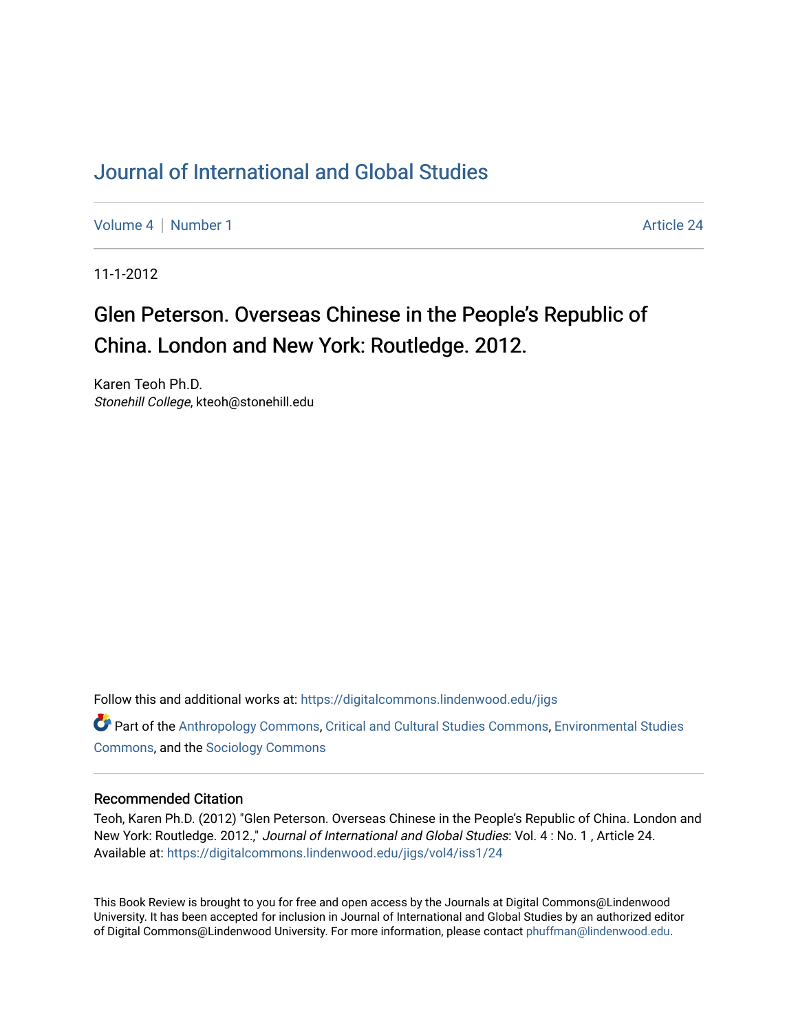# Journal of International and Global Studies

Volume 4 | Number 1 Article 24

11-1-2012

## Glen Peterson. Overseas Chinese in the People's Republic of China. London and New York: Routledge. 2012.

Karen Teoh Ph.D.
*Stonehill College*, kteoh@stonehill.edu

Follow this and additional works at: https://digitalcommons.lindenwood.edu/jigs

Part of the Anthropology Commons, Critical and Cultural Studies Commons, Environmental Studies Commons, and the Sociology Commons

### Recommended Citation

Teoh, Karen Ph.D. (2012) "Glen Peterson. Overseas Chinese in the People's Republic of China. London and New York: Routledge. 2012.," *Journal of International and Global Studies*: Vol. 4 : No. 1 , Article 24.
Available at: https://digitalcommons.lindenwood.edu/jigs/vol4/iss1/24

This Book Review is brought to you for free and open access by the Journals at Digital Commons@Lindenwood University. It has been accepted for inclusion in Journal of International and Global Studies by an authorized editor of Digital Commons@Lindenwood University. For more information, please contact phuffman@lindenwood.edu.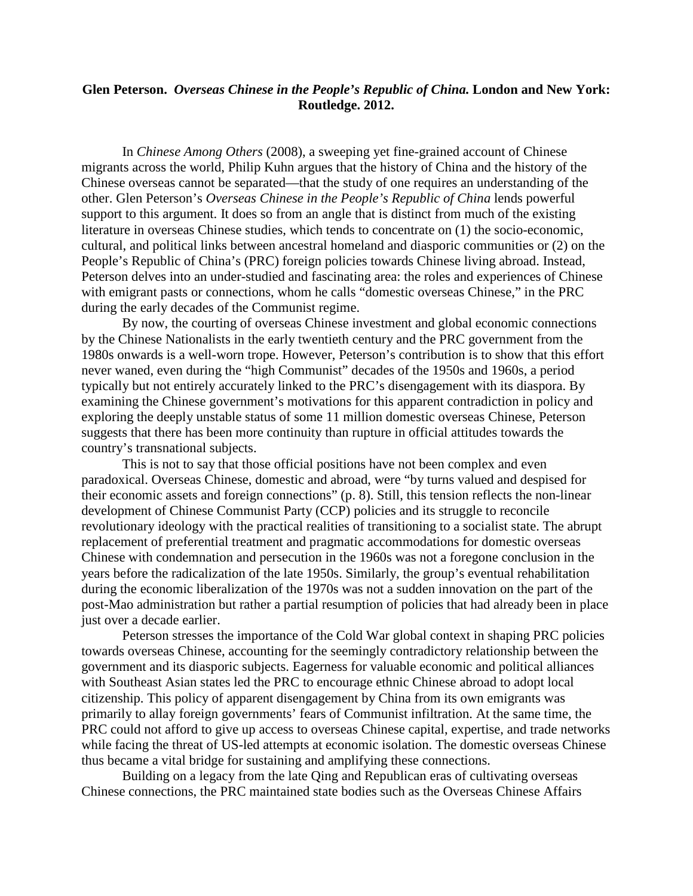**Glen Peterson. *Overseas Chinese in the People's Republic of China.* London and New York: Routledge. 2012.**

In *Chinese Among Others* (2008), a sweeping yet fine-grained account of Chinese migrants across the world, Philip Kuhn argues that the history of China and the history of the Chinese overseas cannot be separated—that the study of one requires an understanding of the other. Glen Peterson's *Overseas Chinese in the People's Republic of China* lends powerful support to this argument. It does so from an angle that is distinct from much of the existing literature in overseas Chinese studies, which tends to concentrate on (1) the socio-economic, cultural, and political links between ancestral homeland and diasporic communities or (2) on the People's Republic of China's (PRC) foreign policies towards Chinese living abroad. Instead, Peterson delves into an under-studied and fascinating area: the roles and experiences of Chinese with emigrant pasts or connections, whom he calls "domestic overseas Chinese," in the PRC during the early decades of the Communist regime.

By now, the courting of overseas Chinese investment and global economic connections by the Chinese Nationalists in the early twentieth century and the PRC government from the 1980s onwards is a well-worn trope. However, Peterson's contribution is to show that this effort never waned, even during the "high Communist" decades of the 1950s and 1960s, a period typically but not entirely accurately linked to the PRC's disengagement with its diaspora. By examining the Chinese government's motivations for this apparent contradiction in policy and exploring the deeply unstable status of some 11 million domestic overseas Chinese, Peterson suggests that there has been more continuity than rupture in official attitudes towards the country's transnational subjects.

This is not to say that those official positions have not been complex and even paradoxical. Overseas Chinese, domestic and abroad, were "by turns valued and despised for their economic assets and foreign connections" (p. 8). Still, this tension reflects the non-linear development of Chinese Communist Party (CCP) policies and its struggle to reconcile revolutionary ideology with the practical realities of transitioning to a socialist state. The abrupt replacement of preferential treatment and pragmatic accommodations for domestic overseas Chinese with condemnation and persecution in the 1960s was not a foregone conclusion in the years before the radicalization of the late 1950s. Similarly, the group's eventual rehabilitation during the economic liberalization of the 1970s was not a sudden innovation on the part of the post-Mao administration but rather a partial resumption of policies that had already been in place just over a decade earlier.

Peterson stresses the importance of the Cold War global context in shaping PRC policies towards overseas Chinese, accounting for the seemingly contradictory relationship between the government and its diasporic subjects. Eagerness for valuable economic and political alliances with Southeast Asian states led the PRC to encourage ethnic Chinese abroad to adopt local citizenship. This policy of apparent disengagement by China from its own emigrants was primarily to allay foreign governments' fears of Communist infiltration. At the same time, the PRC could not afford to give up access to overseas Chinese capital, expertise, and trade networks while facing the threat of US-led attempts at economic isolation. The domestic overseas Chinese thus became a vital bridge for sustaining and amplifying these connections.

Building on a legacy from the late Qing and Republican eras of cultivating overseas Chinese connections, the PRC maintained state bodies such as the Overseas Chinese Affairs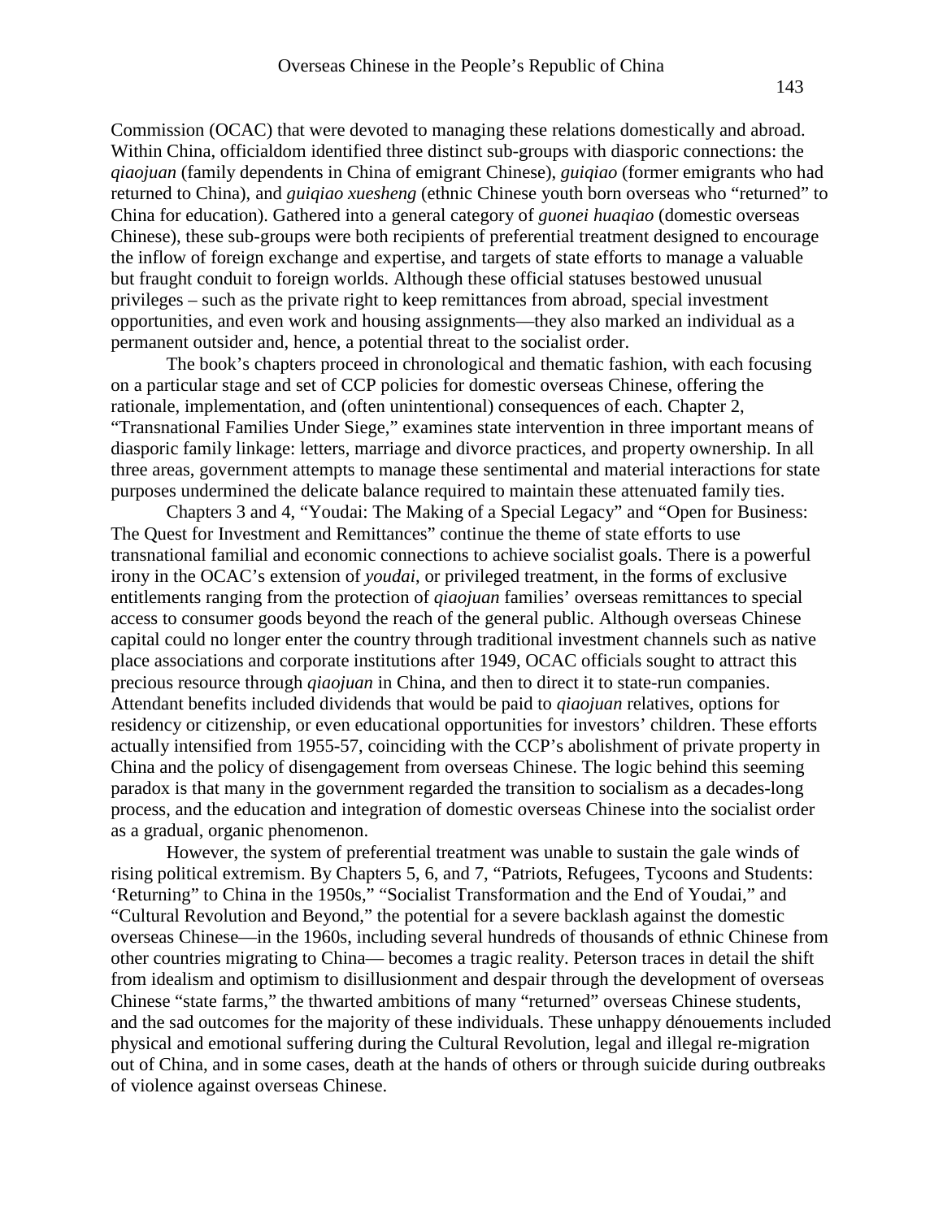Commission (OCAC) that were devoted to managing these relations domestically and abroad. Within China, officialdom identified three distinct sub-groups with diasporic connections: the *qiaojuan* (family dependents in China of emigrant Chinese), *guiqiao* (former emigrants who had returned to China), and *guiqiao xuesheng* (ethnic Chinese youth born overseas who "returned" to China for education). Gathered into a general category of *guonei huaqiao* (domestic overseas Chinese), these sub-groups were both recipients of preferential treatment designed to encourage the inflow of foreign exchange and expertise, and targets of state efforts to manage a valuable but fraught conduit to foreign worlds. Although these official statuses bestowed unusual privileges – such as the private right to keep remittances from abroad, special investment opportunities, and even work and housing assignments—they also marked an individual as a permanent outsider and, hence, a potential threat to the socialist order.

The book's chapters proceed in chronological and thematic fashion, with each focusing on a particular stage and set of CCP policies for domestic overseas Chinese, offering the rationale, implementation, and (often unintentional) consequences of each. Chapter 2, "Transnational Families Under Siege," examines state intervention in three important means of diasporic family linkage: letters, marriage and divorce practices, and property ownership. In all three areas, government attempts to manage these sentimental and material interactions for state purposes undermined the delicate balance required to maintain these attenuated family ties.

Chapters 3 and 4, "Youdai: The Making of a Special Legacy" and "Open for Business: The Quest for Investment and Remittances" continue the theme of state efforts to use transnational familial and economic connections to achieve socialist goals. There is a powerful irony in the OCAC's extension of *youdai*, or privileged treatment, in the forms of exclusive entitlements ranging from the protection of *qiaojuan* families' overseas remittances to special access to consumer goods beyond the reach of the general public. Although overseas Chinese capital could no longer enter the country through traditional investment channels such as native place associations and corporate institutions after 1949, OCAC officials sought to attract this precious resource through *qiaojuan* in China, and then to direct it to state-run companies. Attendant benefits included dividends that would be paid to *qiaojuan* relatives, options for residency or citizenship, or even educational opportunities for investors' children. These efforts actually intensified from 1955-57, coinciding with the CCP's abolishment of private property in China and the policy of disengagement from overseas Chinese. The logic behind this seeming paradox is that many in the government regarded the transition to socialism as a decades-long process, and the education and integration of domestic overseas Chinese into the socialist order as a gradual, organic phenomenon.

However, the system of preferential treatment was unable to sustain the gale winds of rising political extremism. By Chapters 5, 6, and 7, "Patriots, Refugees, Tycoons and Students: 'Returning' to China in the 1950s," "Socialist Transformation and the End of Youdai," and "Cultural Revolution and Beyond," the potential for a severe backlash against the domestic overseas Chinese—in the 1960s, including several hundreds of thousands of ethnic Chinese from other countries migrating to China— becomes a tragic reality. Peterson traces in detail the shift from idealism and optimism to disillusionment and despair through the development of overseas Chinese "state farms," the thwarted ambitions of many "returned" overseas Chinese students, and the sad outcomes for the majority of these individuals. These unhappy dénouements included physical and emotional suffering during the Cultural Revolution, legal and illegal re-migration out of China, and in some cases, death at the hands of others or through suicide during outbreaks of violence against overseas Chinese.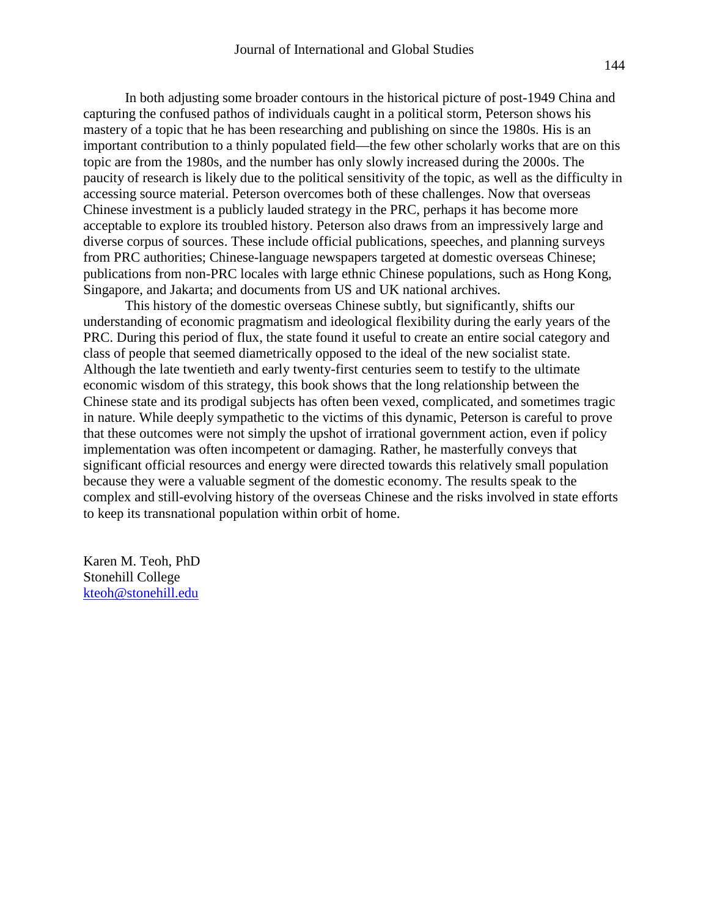In both adjusting some broader contours in the historical picture of post-1949 China and capturing the confused pathos of individuals caught in a political storm, Peterson shows his mastery of a topic that he has been researching and publishing on since the 1980s. His is an important contribution to a thinly populated field—the few other scholarly works that are on this topic are from the 1980s, and the number has only slowly increased during the 2000s. The paucity of research is likely due to the political sensitivity of the topic, as well as the difficulty in accessing source material. Peterson overcomes both of these challenges. Now that overseas Chinese investment is a publicly lauded strategy in the PRC, perhaps it has become more acceptable to explore its troubled history. Peterson also draws from an impressively large and diverse corpus of sources. These include official publications, speeches, and planning surveys from PRC authorities; Chinese-language newspapers targeted at domestic overseas Chinese; publications from non-PRC locales with large ethnic Chinese populations, such as Hong Kong, Singapore, and Jakarta; and documents from US and UK national archives.

This history of the domestic overseas Chinese subtly, but significantly, shifts our understanding of economic pragmatism and ideological flexibility during the early years of the PRC. During this period of flux, the state found it useful to create an entire social category and class of people that seemed diametrically opposed to the ideal of the new socialist state. Although the late twentieth and early twenty-first centuries seem to testify to the ultimate economic wisdom of this strategy, this book shows that the long relationship between the Chinese state and its prodigal subjects has often been vexed, complicated, and sometimes tragic in nature. While deeply sympathetic to the victims of this dynamic, Peterson is careful to prove that these outcomes were not simply the upshot of irrational government action, even if policy implementation was often incompetent or damaging. Rather, he masterfully conveys that significant official resources and energy were directed towards this relatively small population because they were a valuable segment of the domestic economy. The results speak to the complex and still-evolving history of the overseas Chinese and the risks involved in state efforts to keep its transnational population within orbit of home.

Karen M. Teoh, PhD
Stonehill College
kteoh@stonehill.edu